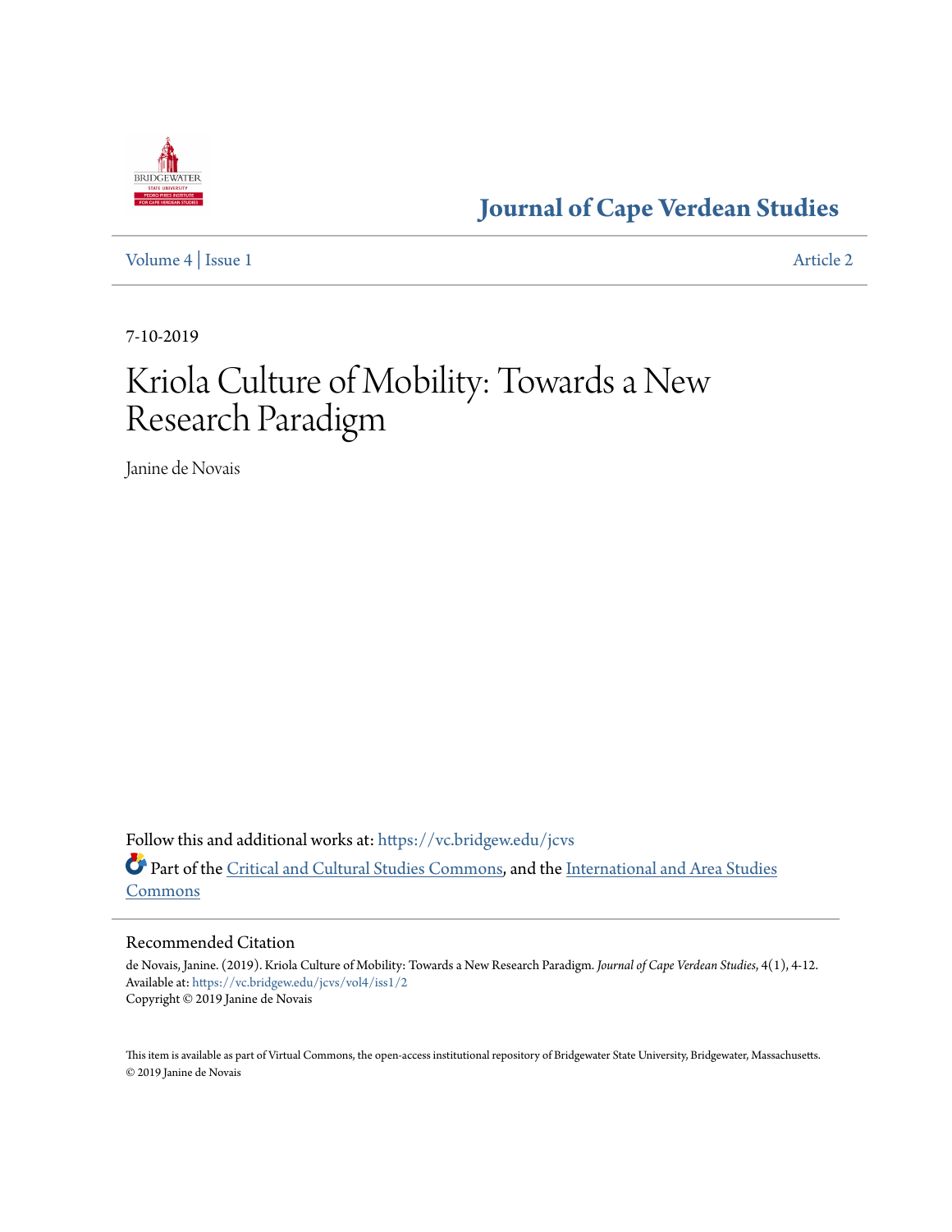# Journal of Cape Verdean Studies

Volume 4 | Issue 1 Article 2

7-10-2019

# Kriola Culture of Mobility: Towards a New Research Paradigm

Janine de Novais

Follow this and additional works at: https://vc.bridgew.edu/jcvs

Part of the Critical and Cultural Studies Commons, and the International and Area Studies Commons

## Recommended Citation

de Novais, Janine. (2019). Kriola Culture of Mobility: Towards a New Research Paradigm. *Journal of Cape Verdean Studies*, 4(1), 4-12.
Available at: https://vc.bridgew.edu/jcvs/vol4/iss1/2
Copyright © 2019 Janine de Novais

This item is available as part of Virtual Commons, the open-access institutional repository of Bridgewater State University, Bridgewater, Massachusetts.
© 2019 Janine de Novais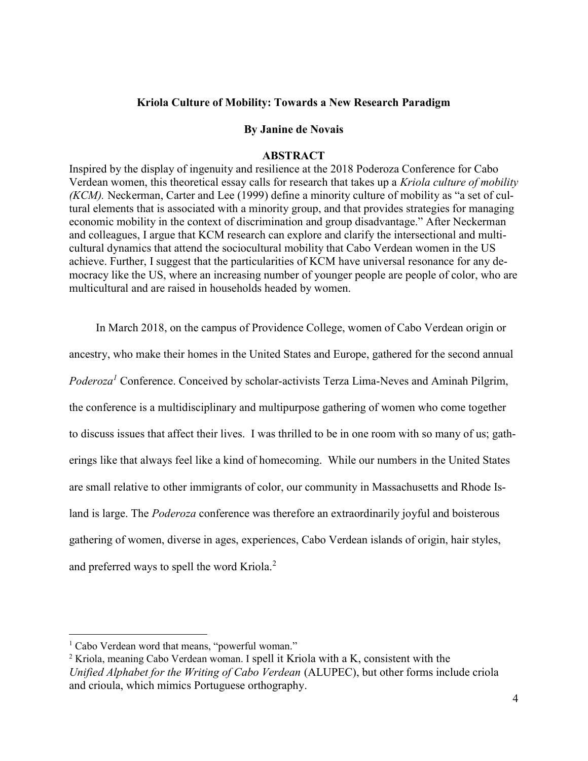**Kriola Culture of Mobility: Towards a New Research Paradigm**

**By Janine de Novais**

**ABSTRACT**

Inspired by the display of ingenuity and resilience at the 2018 Poderoza Conference for Cabo Verdean women, this theoretical essay calls for research that takes up a *Kriola culture of mobility (KCM).* Neckerman, Carter and Lee (1999) define a minority culture of mobility as "a set of cultural elements that is associated with a minority group, and that provides strategies for managing economic mobility in the context of discrimination and group disadvantage." After Neckerman and colleagues, I argue that KCM research can explore and clarify the intersectional and multicultural dynamics that attend the sociocultural mobility that Cabo Verdean women in the US achieve. Further, I suggest that the particularities of KCM have universal resonance for any democracy like the US, where an increasing number of younger people are people of color, who are multicultural and are raised in households headed by women.

In March 2018, on the campus of Providence College, women of Cabo Verdean origin or ancestry, who make their homes in the United States and Europe, gathered for the second annual *Poderoza*[1] Conference. Conceived by scholar-activists Terza Lima-Neves and Aminah Pilgrim, the conference is a multidisciplinary and multipurpose gathering of women who come together to discuss issues that affect their lives. I was thrilled to be in one room with so many of us; gatherings like that always feel like a kind of homecoming. While our numbers in the United States are small relative to other immigrants of color, our community in Massachusetts and Rhode Island is large. The *Poderoza* conference was therefore an extraordinarily joyful and boisterous gathering of women, diverse in ages, experiences, Cabo Verdean islands of origin, hair styles, and preferred ways to spell the word Kriola.[2]

---

[1] Cabo Verdean word that means, "powerful woman."

[2] Kriola, meaning Cabo Verdean woman. I spell it Kriola with a K, consistent with the *Unified Alphabet for the Writing of Cabo Verdean* (ALUPEC), but other forms include criola and crioula, which mimics Portuguese orthography.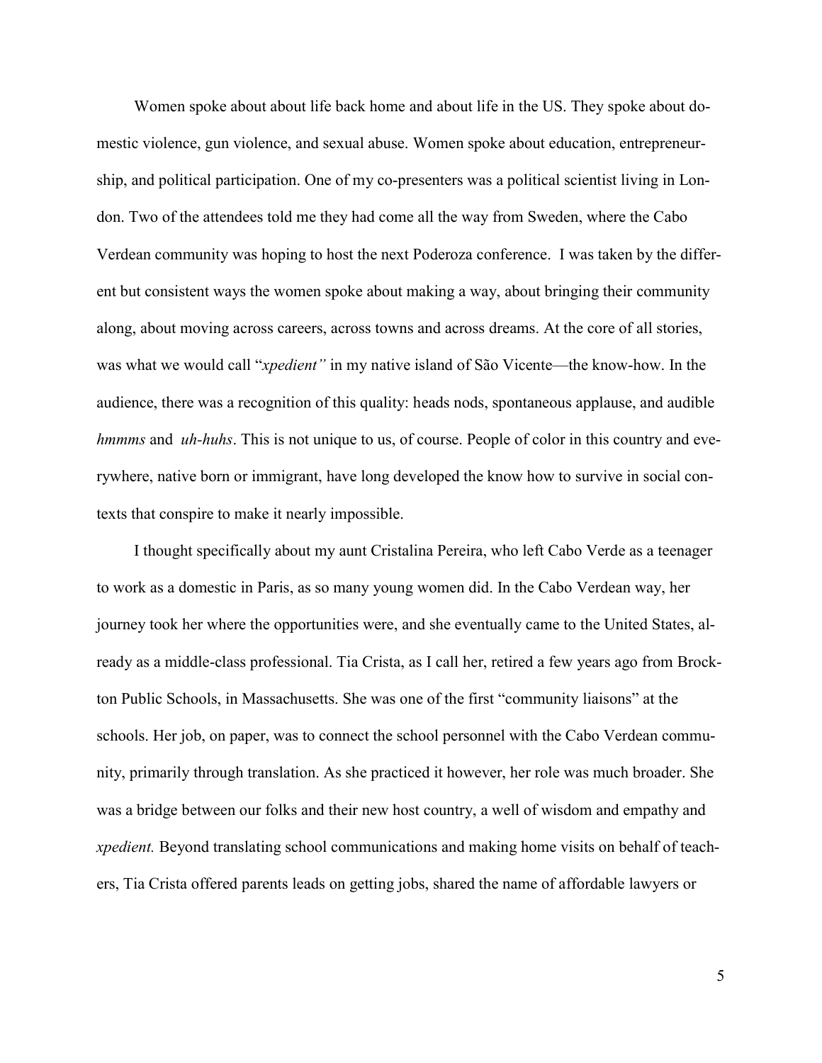Women spoke about about life back home and about life in the US. They spoke about domestic violence, gun violence, and sexual abuse. Women spoke about education, entrepreneurship, and political participation. One of my co-presenters was a political scientist living in London. Two of the attendees told me they had come all the way from Sweden, where the Cabo Verdean community was hoping to host the next Poderoza conference. I was taken by the different but consistent ways the women spoke about making a way, about bringing their community along, about moving across careers, across towns and across dreams. At the core of all stories, was what we would call "*xpedient"* in my native island of São Vicente—the know-how. In the audience, there was a recognition of this quality: heads nods, spontaneous applause, and audible *hmmms* and *uh-huhs*. This is not unique to us, of course. People of color in this country and everywhere, native born or immigrant, have long developed the know how to survive in social contexts that conspire to make it nearly impossible.

I thought specifically about my aunt Cristalina Pereira, who left Cabo Verde as a teenager to work as a domestic in Paris, as so many young women did. In the Cabo Verdean way, her journey took her where the opportunities were, and she eventually came to the United States, already as a middle-class professional. Tia Crista, as I call her, retired a few years ago from Brockton Public Schools, in Massachusetts. She was one of the first "community liaisons" at the schools. Her job, on paper, was to connect the school personnel with the Cabo Verdean community, primarily through translation. As she practiced it however, her role was much broader. She was a bridge between our folks and their new host country, a well of wisdom and empathy and *xpedient.* Beyond translating school communications and making home visits on behalf of teachers, Tia Crista offered parents leads on getting jobs, shared the name of affordable lawyers or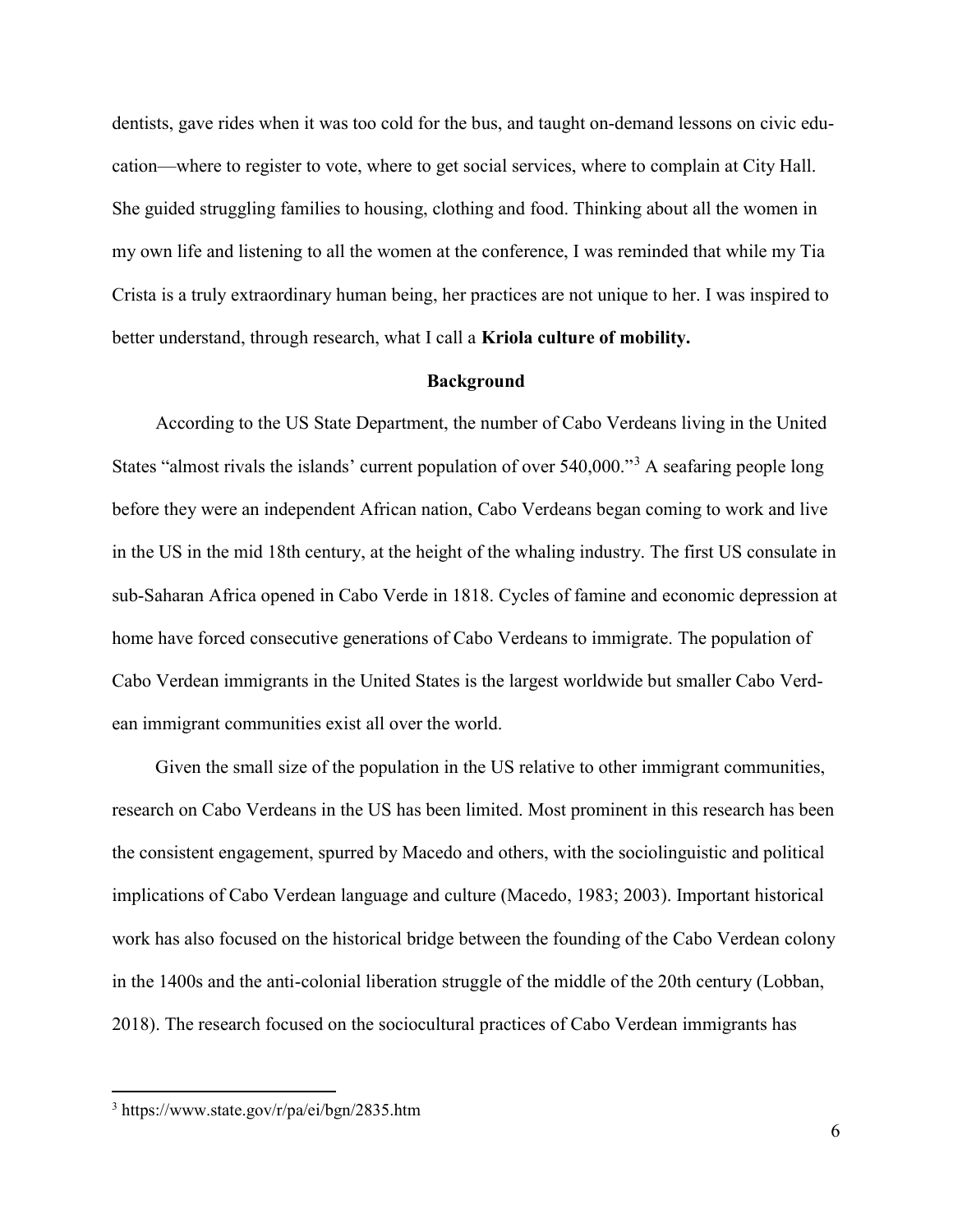dentists, gave rides when it was too cold for the bus, and taught on-demand lessons on civic education—where to register to vote, where to get social services, where to complain at City Hall. She guided struggling families to housing, clothing and food. Thinking about all the women in my own life and listening to all the women at the conference, I was reminded that while my Tia Crista is a truly extraordinary human being, her practices are not unique to her. I was inspired to better understand, through research, what I call a **Kriola culture of mobility.**

## Background

According to the US State Department, the number of Cabo Verdeans living in the United States "almost rivals the islands' current population of over 540,000."[3] A seafaring people long before they were an independent African nation, Cabo Verdeans began coming to work and live in the US in the mid 18th century, at the height of the whaling industry. The first US consulate in sub-Saharan Africa opened in Cabo Verde in 1818. Cycles of famine and economic depression at home have forced consecutive generations of Cabo Verdeans to immigrate. The population of Cabo Verdean immigrants in the United States is the largest worldwide but smaller Cabo Verdean immigrant communities exist all over the world.

Given the small size of the population in the US relative to other immigrant communities, research on Cabo Verdeans in the US has been limited. Most prominent in this research has been the consistent engagement, spurred by Macedo and others, with the sociolinguistic and political implications of Cabo Verdean language and culture (Macedo, 1983; 2003). Important historical work has also focused on the historical bridge between the founding of the Cabo Verdean colony in the 1400s and the anti-colonial liberation struggle of the middle of the 20th century (Lobban, 2018). The research focused on the sociocultural practices of Cabo Verdean immigrants has

[3] https://www.state.gov/r/pa/ei/bgn/2835.htm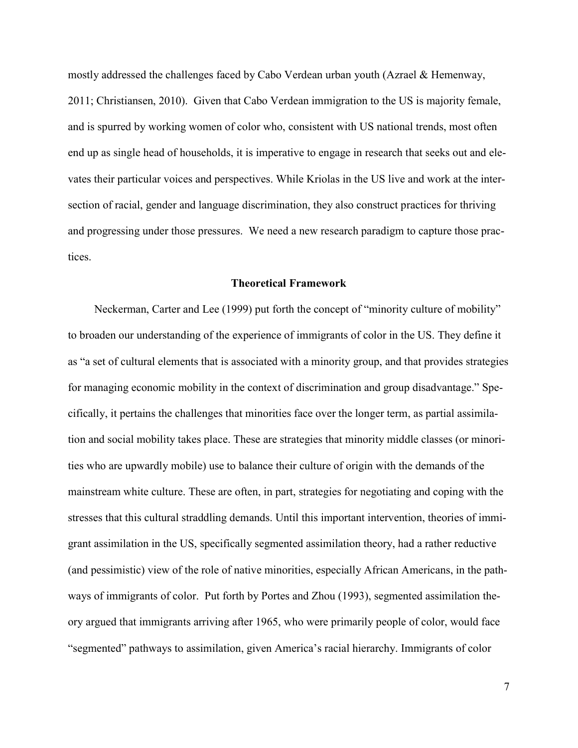mostly addressed the challenges faced by Cabo Verdean urban youth (Azrael & Hemenway, 2011; Christiansen, 2010). Given that Cabo Verdean immigration to the US is majority female, and is spurred by working women of color who, consistent with US national trends, most often end up as single head of households, it is imperative to engage in research that seeks out and elevates their particular voices and perspectives. While Kriolas in the US live and work at the intersection of racial, gender and language discrimination, they also construct practices for thriving and progressing under those pressures. We need a new research paradigm to capture those practices.

## Theoretical Framework

Neckerman, Carter and Lee (1999) put forth the concept of "minority culture of mobility" to broaden our understanding of the experience of immigrants of color in the US. They define it as "a set of cultural elements that is associated with a minority group, and that provides strategies for managing economic mobility in the context of discrimination and group disadvantage." Specifically, it pertains the challenges that minorities face over the longer term, as partial assimilation and social mobility takes place. These are strategies that minority middle classes (or minorities who are upwardly mobile) use to balance their culture of origin with the demands of the mainstream white culture. These are often, in part, strategies for negotiating and coping with the stresses that this cultural straddling demands. Until this important intervention, theories of immigrant assimilation in the US, specifically segmented assimilation theory, had a rather reductive (and pessimistic) view of the role of native minorities, especially African Americans, in the pathways of immigrants of color. Put forth by Portes and Zhou (1993), segmented assimilation theory argued that immigrants arriving after 1965, who were primarily people of color, would face "segmented" pathways to assimilation, given America's racial hierarchy. Immigrants of color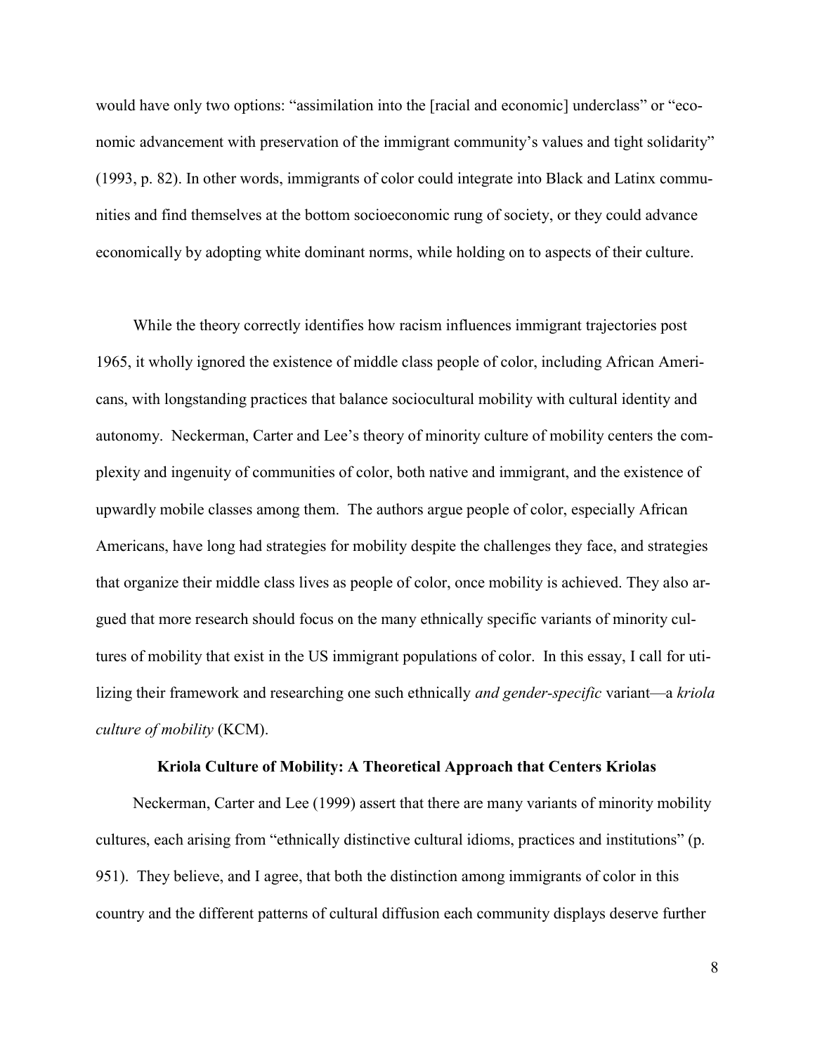would have only two options: "assimilation into the [racial and economic] underclass" or "economic advancement with preservation of the immigrant community's values and tight solidarity" (1993, p. 82). In other words, immigrants of color could integrate into Black and Latinx communities and find themselves at the bottom socioeconomic rung of society, or they could advance economically by adopting white dominant norms, while holding on to aspects of their culture.

While the theory correctly identifies how racism influences immigrant trajectories post 1965, it wholly ignored the existence of middle class people of color, including African Americans, with longstanding practices that balance sociocultural mobility with cultural identity and autonomy. Neckerman, Carter and Lee's theory of minority culture of mobility centers the complexity and ingenuity of communities of color, both native and immigrant, and the existence of upwardly mobile classes among them. The authors argue people of color, especially African Americans, have long had strategies for mobility despite the challenges they face, and strategies that organize their middle class lives as people of color, once mobility is achieved. They also argued that more research should focus on the many ethnically specific variants of minority cultures of mobility that exist in the US immigrant populations of color. In this essay, I call for utilizing their framework and researching one such ethnically *and gender-specific* variant—a *kriola culture of mobility* (KCM).

## Kriola Culture of Mobility: A Theoretical Approach that Centers Kriolas

Neckerman, Carter and Lee (1999) assert that there are many variants of minority mobility cultures, each arising from "ethnically distinctive cultural idioms, practices and institutions" (p. 951). They believe, and I agree, that both the distinction among immigrants of color in this country and the different patterns of cultural diffusion each community displays deserve further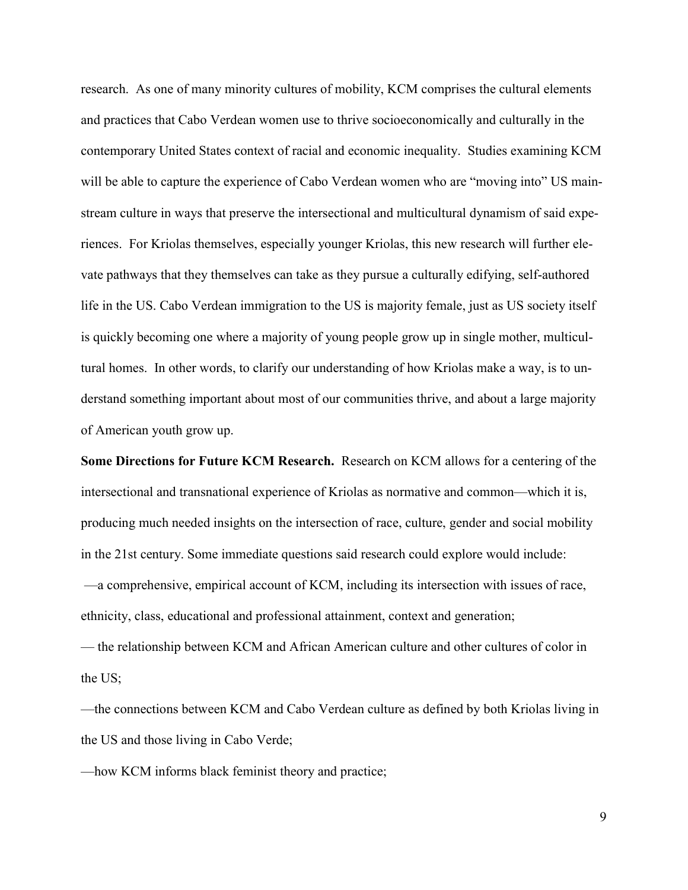research. As one of many minority cultures of mobility, KCM comprises the cultural elements and practices that Cabo Verdean women use to thrive socioeconomically and culturally in the contemporary United States context of racial and economic inequality. Studies examining KCM will be able to capture the experience of Cabo Verdean women who are "moving into" US mainstream culture in ways that preserve the intersectional and multicultural dynamism of said experiences. For Kriolas themselves, especially younger Kriolas, this new research will further elevate pathways that they themselves can take as they pursue a culturally edifying, self-authored life in the US. Cabo Verdean immigration to the US is majority female, just as US society itself is quickly becoming one where a majority of young people grow up in single mother, multicultural homes. In other words, to clarify our understanding of how Kriolas make a way, is to understand something important about most of our communities thrive, and about a large majority of American youth grow up.

**Some Directions for Future KCM Research.** Research on KCM allows for a centering of the intersectional and transnational experience of Kriolas as normative and common—which it is, producing much needed insights on the intersection of race, culture, gender and social mobility in the 21st century. Some immediate questions said research could explore would include:

—a comprehensive, empirical account of KCM, including its intersection with issues of race, ethnicity, class, educational and professional attainment, context and generation;

— the relationship between KCM and African American culture and other cultures of color in the US;

—the connections between KCM and Cabo Verdean culture as defined by both Kriolas living in the US and those living in Cabo Verde;

—how KCM informs black feminist theory and practice;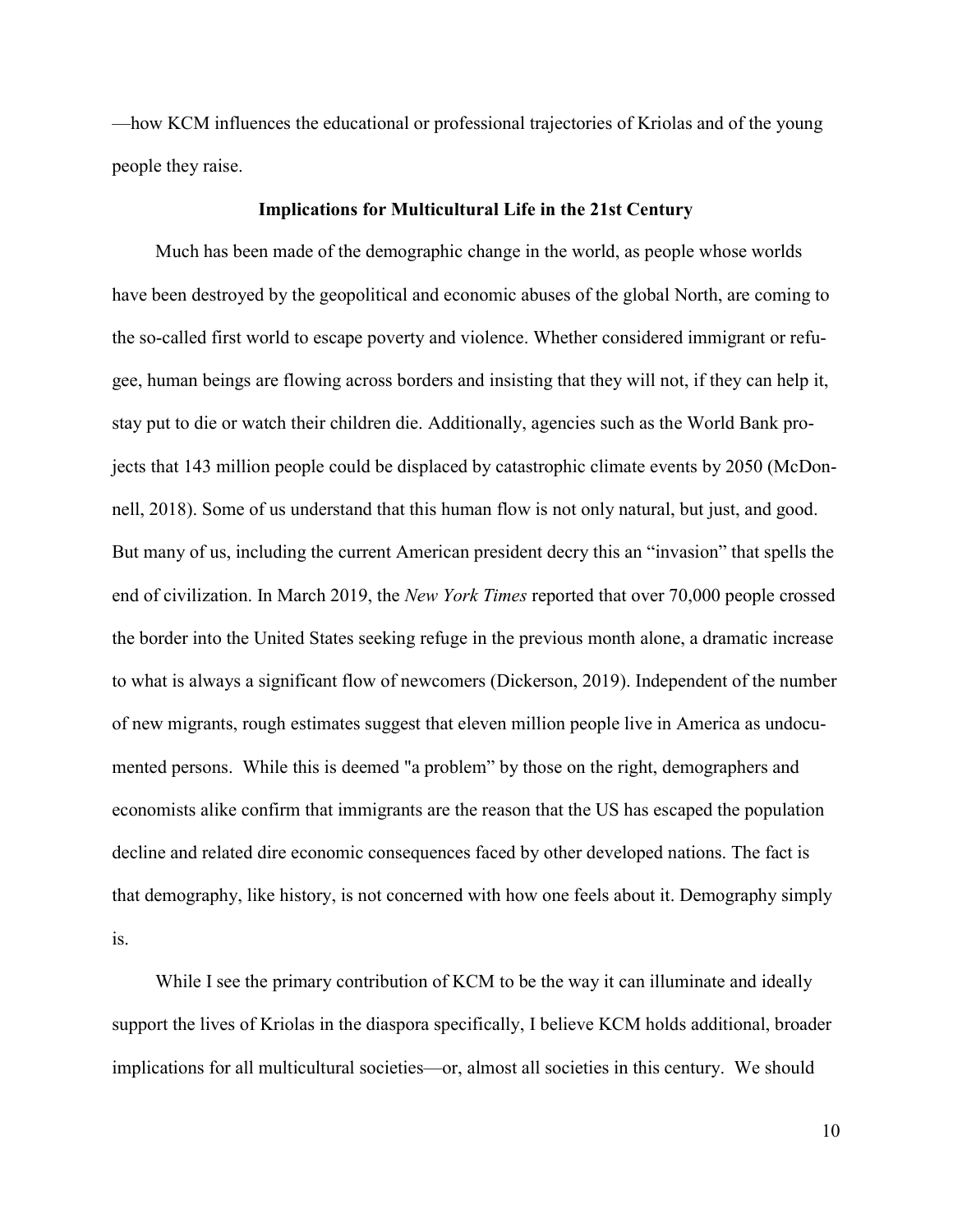—how KCM influences the educational or professional trajectories of Kriolas and of the young people they raise.

## Implications for Multicultural Life in the 21st Century

Much has been made of the demographic change in the world, as people whose worlds have been destroyed by the geopolitical and economic abuses of the global North, are coming to the so-called first world to escape poverty and violence. Whether considered immigrant or refugee, human beings are flowing across borders and insisting that they will not, if they can help it, stay put to die or watch their children die. Additionally, agencies such as the World Bank projects that 143 million people could be displaced by catastrophic climate events by 2050 (McDonnell, 2018). Some of us understand that this human flow is not only natural, but just, and good. But many of us, including the current American president decry this an "invasion" that spells the end of civilization. In March 2019, the *New York Times* reported that over 70,000 people crossed the border into the United States seeking refuge in the previous month alone, a dramatic increase to what is always a significant flow of newcomers (Dickerson, 2019). Independent of the number of new migrants, rough estimates suggest that eleven million people live in America as undocumented persons. While this is deemed "a problem" by those on the right, demographers and economists alike confirm that immigrants are the reason that the US has escaped the population decline and related dire economic consequences faced by other developed nations. The fact is that demography, like history, is not concerned with how one feels about it. Demography simply is.

While I see the primary contribution of KCM to be the way it can illuminate and ideally support the lives of Kriolas in the diaspora specifically, I believe KCM holds additional, broader implications for all multicultural societies—or, almost all societies in this century. We should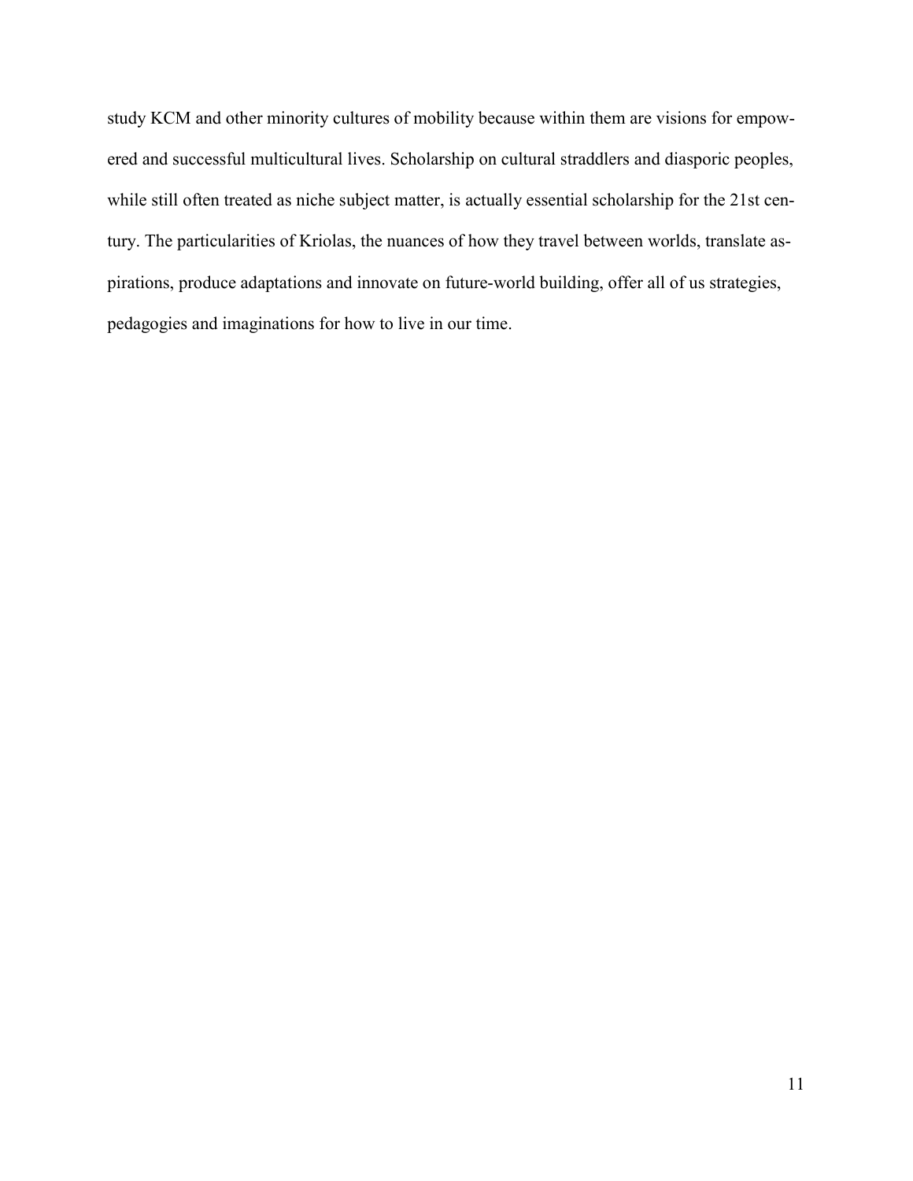study KCM and other minority cultures of mobility because within them are visions for empowered and successful multicultural lives. Scholarship on cultural straddlers and diasporic peoples, while still often treated as niche subject matter, is actually essential scholarship for the 21st century. The particularities of Kriolas, the nuances of how they travel between worlds, translate aspirations, produce adaptations and innovate on future-world building, offer all of us strategies, pedagogies and imaginations for how to live in our time.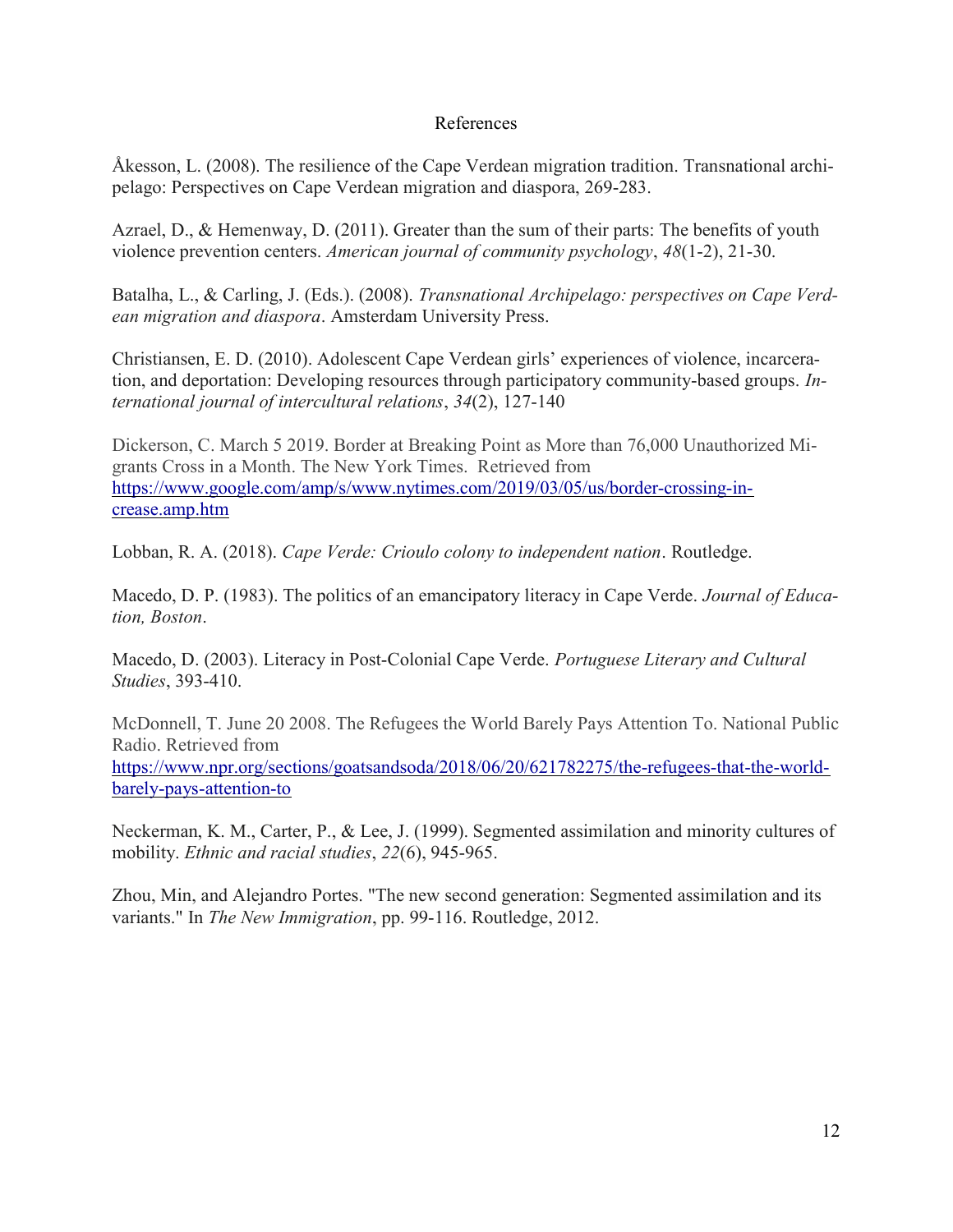# References

Åkesson, L. (2008). The resilience of the Cape Verdean migration tradition. Transnational archipelago: Perspectives on Cape Verdean migration and diaspora, 269-283.

Azrael, D., & Hemenway, D. (2011). Greater than the sum of their parts: The benefits of youth violence prevention centers. *American journal of community psychology*, *48*(1-2), 21-30.

Batalha, L., & Carling, J. (Eds.). (2008). *Transnational Archipelago: perspectives on Cape Verdean migration and diaspora*. Amsterdam University Press.

Christiansen, E. D. (2010). Adolescent Cape Verdean girls' experiences of violence, incarceration, and deportation: Developing resources through participatory community-based groups. *International journal of intercultural relations*, *34*(2), 127-140

Dickerson, C. March 5 2019. Border at Breaking Point as More than 76,000 Unauthorized Migrants Cross in a Month. The New York Times. Retrieved from https://www.google.com/amp/s/www.nytimes.com/2019/03/05/us/border-crossing-increase.amp.htm

Lobban, R. A. (2018). *Cape Verde: Crioulo colony to independent nation*. Routledge.

Macedo, D. P. (1983). The politics of an emancipatory literacy in Cape Verde. *Journal of Education, Boston*.

Macedo, D. (2003). Literacy in Post-Colonial Cape Verde. *Portuguese Literary and Cultural Studies*, 393-410.

McDonnell, T. June 20 2008. The Refugees the World Barely Pays Attention To. National Public Radio. Retrieved from https://www.npr.org/sections/goatsandsoda/2018/06/20/621782275/the-refugees-that-the-world-barely-pays-attention-to

Neckerman, K. M., Carter, P., & Lee, J. (1999). Segmented assimilation and minority cultures of mobility. *Ethnic and racial studies*, *22*(6), 945-965.

Zhou, Min, and Alejandro Portes. "The new second generation: Segmented assimilation and its variants." In *The New Immigration*, pp. 99-116. Routledge, 2012.